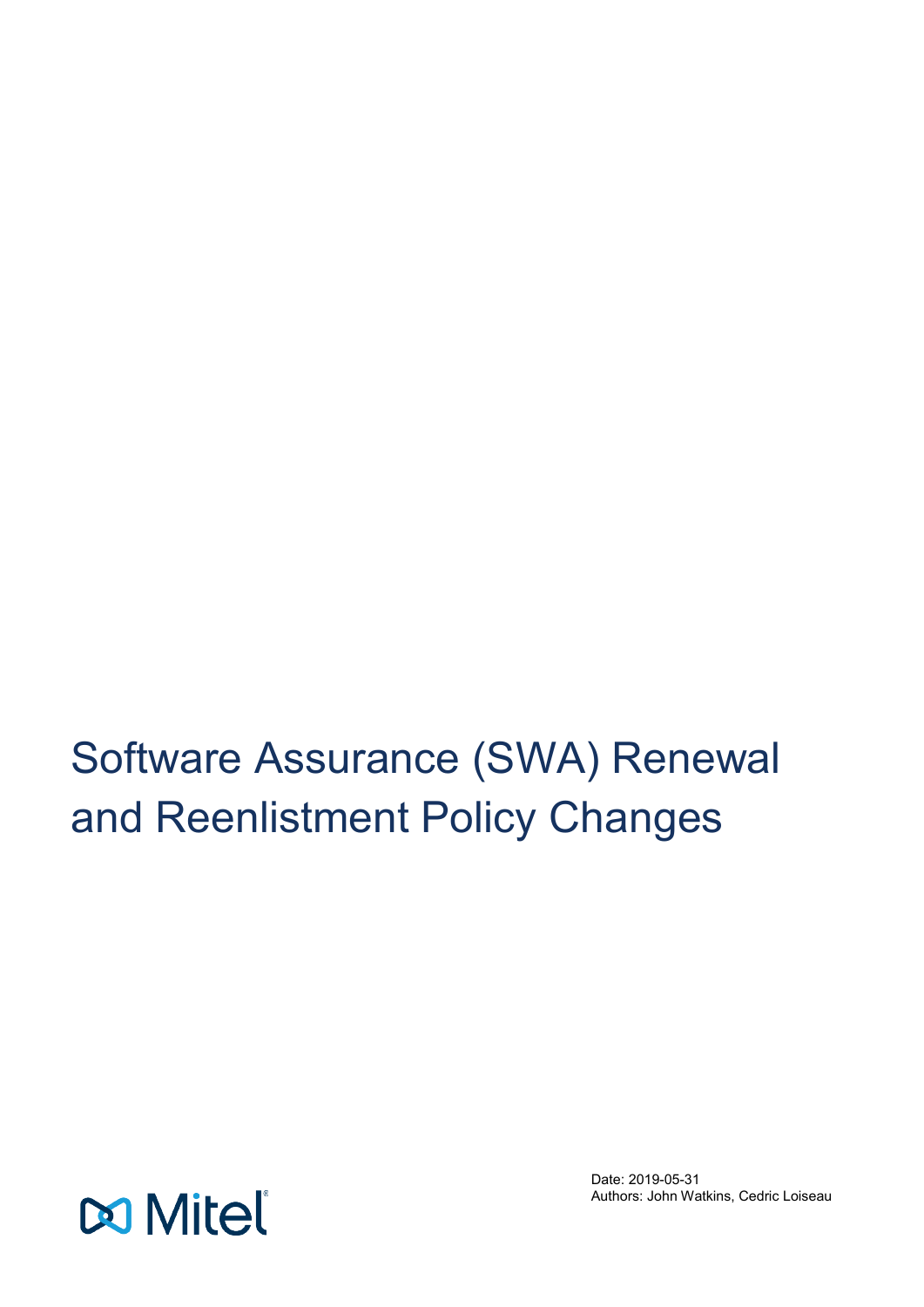# Software Assurance (SWA) Renewal and Reenlistment Policy Changes

Date: 2019-05-31
Authors: John Watkins, Cedric Loiseau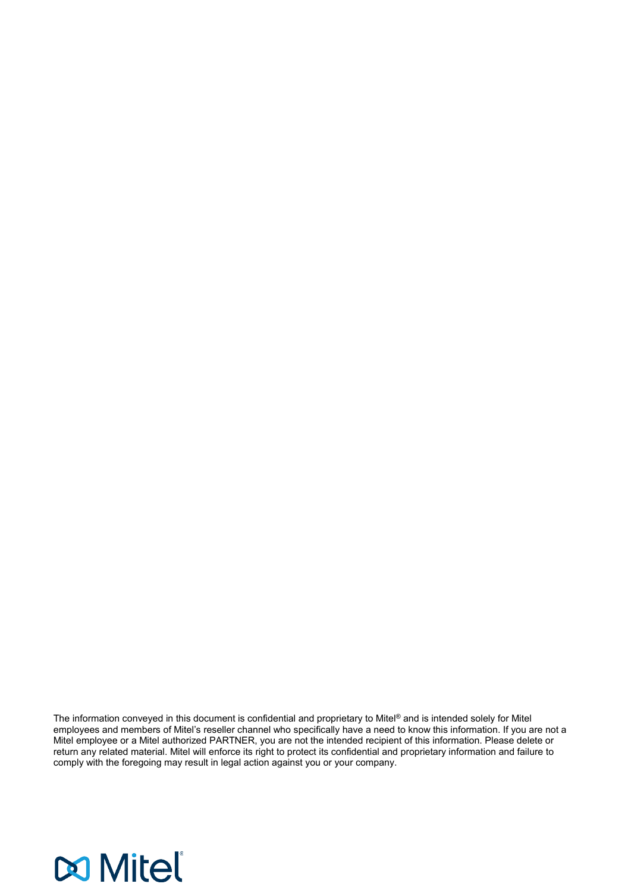The information conveyed in this document is confidential and proprietary to Mitel® and is intended solely for Mitel employees and members of Mitel's reseller channel who specifically have a need to know this information. If you are not a Mitel employee or a Mitel authorized PARTNER, you are not the intended recipient of this information. Please delete or return any related material. Mitel will enforce its right to protect its confidential and proprietary information and failure to comply with the foregoing may result in legal action against you or your company.

Mitel®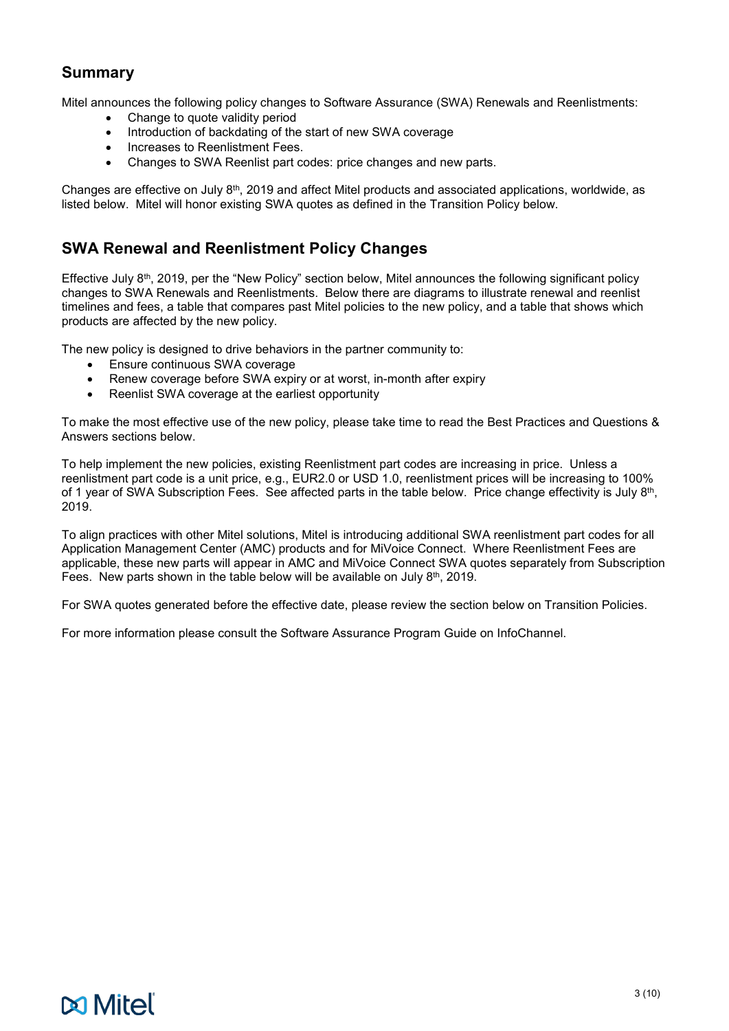## Summary

Mitel announces the following policy changes to Software Assurance (SWA) Renewals and Reenlistments:

- Change to quote validity period
- Introduction of backdating of the start of new SWA coverage
- Increases to Reenlistment Fees.
- Changes to SWA Reenlist part codes: price changes and new parts.

Changes are effective on July 8th, 2019 and affect Mitel products and associated applications, worldwide, as listed below. Mitel will honor existing SWA quotes as defined in the Transition Policy below.

## SWA Renewal and Reenlistment Policy Changes

Effective July 8th, 2019, per the "New Policy" section below, Mitel announces the following significant policy changes to SWA Renewals and Reenlistments. Below there are diagrams to illustrate renewal and reenlist timelines and fees, a table that compares past Mitel policies to the new policy, and a table that shows which products are affected by the new policy.

The new policy is designed to drive behaviors in the partner community to:

- Ensure continuous SWA coverage
- Renew coverage before SWA expiry or at worst, in-month after expiry
- Reenlist SWA coverage at the earliest opportunity

To make the most effective use of the new policy, please take time to read the Best Practices and Questions & Answers sections below.

To help implement the new policies, existing Reenlistment part codes are increasing in price. Unless a reenlistment part code is a unit price, e.g., EUR2.0 or USD 1.0, reenlistment prices will be increasing to 100% of 1 year of SWA Subscription Fees. See affected parts in the table below. Price change effectivity is July 8th, 2019.

To align practices with other Mitel solutions, Mitel is introducing additional SWA reenlistment part codes for all Application Management Center (AMC) products and for MiVoice Connect. Where Reenlistment Fees are applicable, these new parts will appear in AMC and MiVoice Connect SWA quotes separately from Subscription Fees. New parts shown in the table below will be available on July 8th, 2019.

For SWA quotes generated before the effective date, please review the section below on Transition Policies.

For more information please consult the Software Assurance Program Guide on InfoChannel.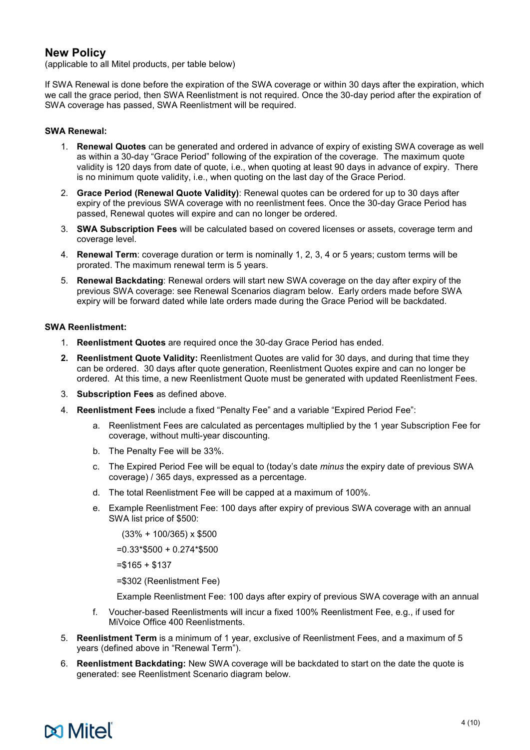## New Policy

(applicable to all Mitel products, per table below)

If SWA Renewal is done before the expiration of the SWA coverage or within 30 days after the expiration, which we call the grace period, then SWA Reenlistment is not required. Once the 30-day period after the expiration of SWA coverage has passed, SWA Reenlistment will be required.

**SWA Renewal:**

1. **Renewal Quotes** can be generated and ordered in advance of expiry of existing SWA coverage as well as within a 30-day "Grace Period" following of the expiration of the coverage. The maximum quote validity is 120 days from date of quote, i.e., when quoting at least 90 days in advance of expiry. There is no minimum quote validity, i.e., when quoting on the last day of the Grace Period.
2. **Grace Period (Renewal Quote Validity)**: Renewal quotes can be ordered for up to 30 days after expiry of the previous SWA coverage with no reenlistment fees. Once the 30-day Grace Period has passed, Renewal quotes will expire and can no longer be ordered.
3. **SWA Subscription Fees** will be calculated based on covered licenses or assets, coverage term and coverage level.
4. **Renewal Term**: coverage duration or term is nominally 1, 2, 3, 4 or 5 years; custom terms will be prorated. The maximum renewal term is 5 years.
5. **Renewal Backdating**: Renewal orders will start new SWA coverage on the day after expiry of the previous SWA coverage: see Renewal Scenarios diagram below. Early orders made before SWA expiry will be forward dated while late orders made during the Grace Period will be backdated.

**SWA Reenlistment:**

1. **Reenlistment Quotes** are required once the 30-day Grace Period has ended.
2. **Reenlistment Quote Validity:** Reenlistment Quotes are valid for 30 days, and during that time they can be ordered. 30 days after quote generation, Reenlistment Quotes expire and can no longer be ordered. At this time, a new Reenlistment Quote must be generated with updated Reenlistment Fees.
3. **Subscription Fees** as defined above.
4. **Reenlistment Fees** include a fixed "Penalty Fee" and a variable "Expired Period Fee":
   a. Reenlistment Fees are calculated as percentages multiplied by the 1 year Subscription Fee for coverage, without multi-year discounting.
   b. The Penalty Fee will be 33%.
   c. The Expired Period Fee will be equal to (today's date *minus* the expiry date of previous SWA coverage) / 365 days, expressed as a percentage.
   d. The total Reenlistment Fee will be capped at a maximum of 100%.
   e. Example Reenlistment Fee: 100 days after expiry of previous SWA coverage with an annual SWA list price of $500:

      (33% + 100/365) x $500

      =0.33*$500 + 0.274*$500

      =$165 + $137

      =$302 (Reenlistment Fee)

      Example Reenlistment Fee: 100 days after expiry of previous SWA coverage with an annual
   f. Voucher-based Reenlistments will incur a fixed 100% Reenlistment Fee, e.g., if used for MiVoice Office 400 Reenlistments.
5. **Reenlistment Term** is a minimum of 1 year, exclusive of Reenlistment Fees, and a maximum of 5 years (defined above in "Renewal Term").
6. **Reenlistment Backdating:** New SWA coverage will be backdated to start on the date the quote is generated: see Reenlistment Scenario diagram below.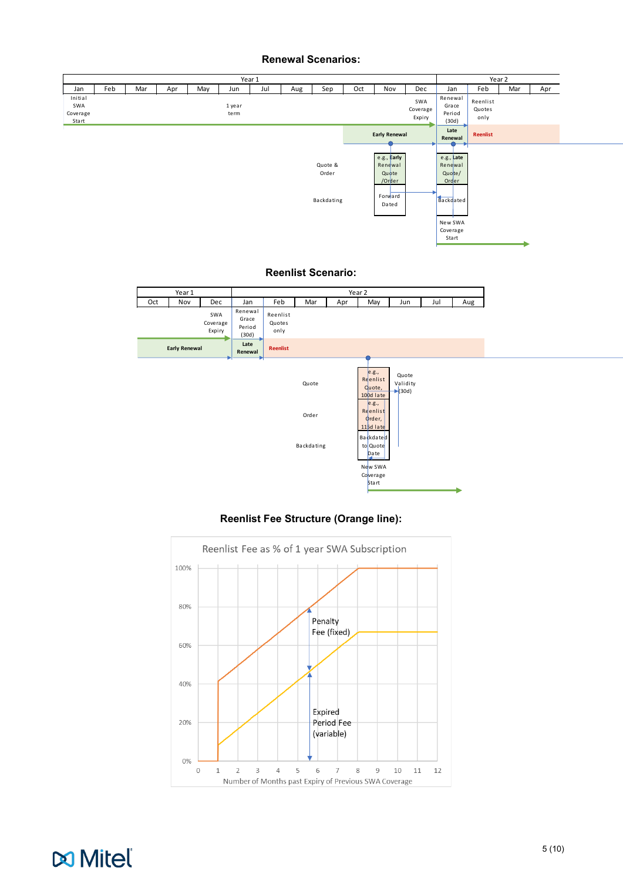**Renewal Scenarios:**

| Year 1 | | | | | | | | | | | | Year 2 | | | |
|---|---|---|---|---|---|---|---|---|---|---|---|---|---|---|---|
| Jan | Feb | Mar | Apr | May | Jun | Jul | Aug | Sep | Oct | Nov | Dec | Jan | Feb | Mar | Apr |
| Initial SWA Coverage Start | | | | | 1 year term | | | | | | SWA Coverage Expiry | Renewal Grace Period (30d) | Reenlist Quotes only | | |
| | | | | | | | | | | Early Renewal | | Late Renewal | Reenlist | | |

Quote & Order: e.g., Early Renewal Quote /Order; e.g., Late Renewal Quote/ Order

Backdating: Forward Dated; Backdated

New SWA Coverage Start

**Reenlist Scenario:**

| Year 1 | | | Year 2 | | | | | | | |
|---|---|---|---|---|---|---|---|---|---|---|
| Oct | Nov | Dec | Jan | Feb | Mar | Apr | May | Jun | Jul | Aug |
| | | SWA Coverage Expiry | Renewal Grace Period (30d) | Reenlist Quotes only | | | | | | |
| Early Renewal | | | Late Renewal | Reenlist | | | | | | |

Quote: e.g., Reenlist Quote, 100d late — Quote Validity (30d)

Order: e.g., Reenlist Order, 115d late

Backdating: Backdated to Quote Date

New SWA Coverage Start

**Reenlist Fee Structure (Orange line):**

Reenlist Fee as % of 1 year SWA Subscription

(Chart: y-axis 0%–100%; x-axis: Number of Months past Expiry of Previous SWA Coverage, 0–12. Labels: Penalty Fee (fixed); Expired Period Fee (variable))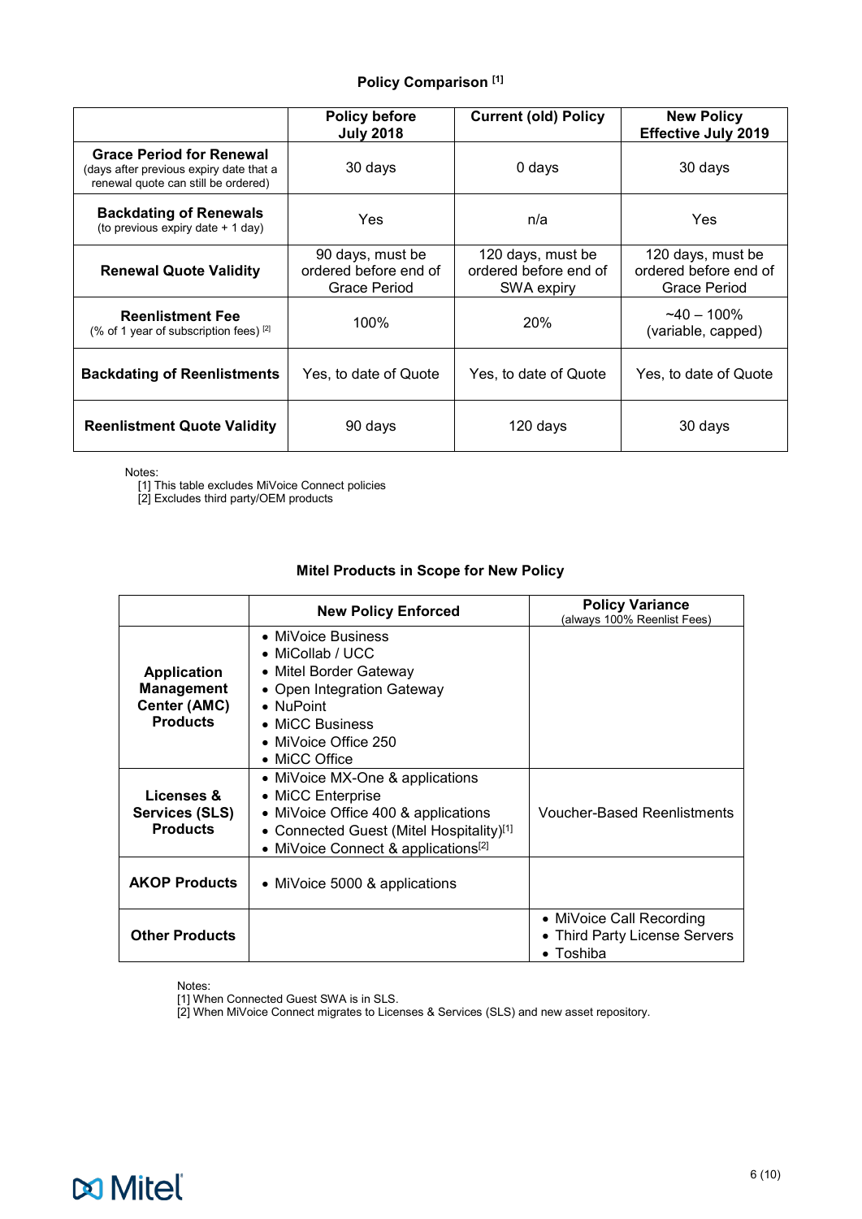### Policy Comparison [1]

| | Policy before July 2018 | Current (old) Policy | New Policy Effective July 2019 |
|---|---|---|---|
| **Grace Period for Renewal** (days after previous expiry date that a renewal quote can still be ordered) | 30 days | 0 days | 30 days |
| **Backdating of Renewals** (to previous expiry date + 1 day) | Yes | n/a | Yes |
| **Renewal Quote Validity** | 90 days, must be ordered before end of Grace Period | 120 days, must be ordered before end of SWA expiry | 120 days, must be ordered before end of Grace Period |
| **Reenlistment Fee** (% of 1 year of subscription fees) [2] | 100% | 20% | ~40 – 100% (variable, capped) |
| **Backdating of Reenlistments** | Yes, to date of Quote | Yes, to date of Quote | Yes, to date of Quote |
| **Reenlistment Quote Validity** | 90 days | 120 days | 30 days |

Notes:
[1] This table excludes MiVoice Connect policies
[2] Excludes third party/OEM products

### Mitel Products in Scope for New Policy

| | New Policy Enforced | Policy Variance (always 100% Reenlist Fees) |
|---|---|---|
| **Application Management Center (AMC) Products** | • MiVoice Business<br>• MiCollab / UCC<br>• Mitel Border Gateway<br>• Open Integration Gateway<br>• NuPoint<br>• MiCC Business<br>• MiVoice Office 250<br>• MiCC Office | |
| **Licenses & Services (SLS) Products** | • MiVoice MX-One & applications<br>• MiCC Enterprise<br>• MiVoice Office 400 & applications<br>• Connected Guest (Mitel Hospitality)[1]<br>• MiVoice Connect & applications[2] | Voucher-Based Reenlistments |
| **AKOP Products** | • MiVoice 5000 & applications | |
| **Other Products** | | • MiVoice Call Recording<br>• Third Party License Servers<br>• Toshiba |

Notes:
[1] When Connected Guest SWA is in SLS.
[2] When MiVoice Connect migrates to Licenses & Services (SLS) and new asset repository.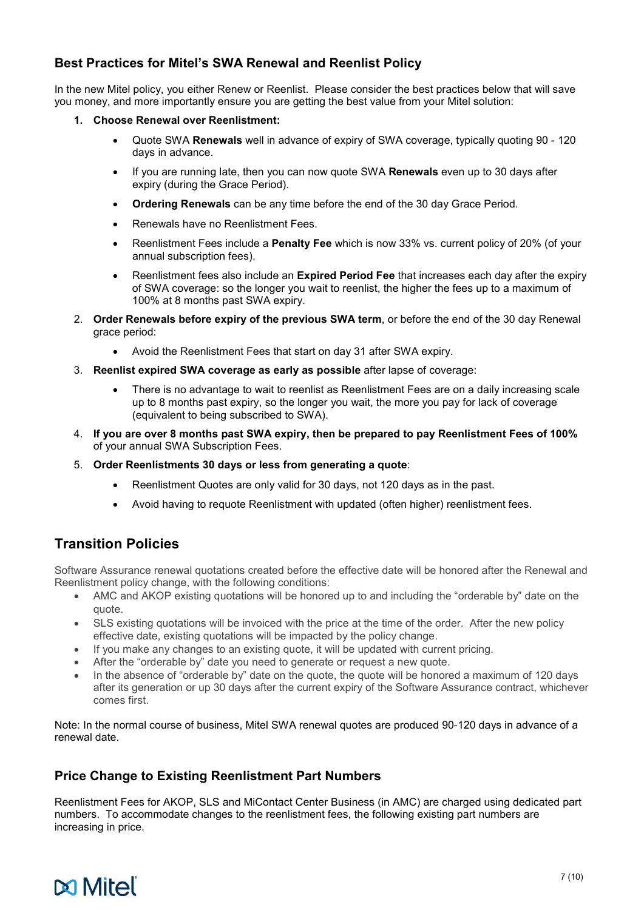## Best Practices for Mitel's SWA Renewal and Reenlist Policy

In the new Mitel policy, you either Renew or Reenlist. Please consider the best practices below that will save you money, and more importantly ensure you are getting the best value from your Mitel solution:

1. **Choose Renewal over Reenlistment:**
   - Quote SWA **Renewals** well in advance of expiry of SWA coverage, typically quoting 90 - 120 days in advance.
   - If you are running late, then you can now quote SWA **Renewals** even up to 30 days after expiry (during the Grace Period).
   - **Ordering Renewals** can be any time before the end of the 30 day Grace Period.
   - Renewals have no Reenlistment Fees.
   - Reenlistment Fees include a **Penalty Fee** which is now 33% vs. current policy of 20% (of your annual subscription fees).
   - Reenlistment fees also include an **Expired Period Fee** that increases each day after the expiry of SWA coverage: so the longer you wait to reenlist, the higher the fees up to a maximum of 100% at 8 months past SWA expiry.
2. **Order Renewals before expiry of the previous SWA term**, or before the end of the 30 day Renewal grace period:
   - Avoid the Reenlistment Fees that start on day 31 after SWA expiry.
3. **Reenlist expired SWA coverage as early as possible** after lapse of coverage:
   - There is no advantage to wait to reenlist as Reenlistment Fees are on a daily increasing scale up to 8 months past expiry, so the longer you wait, the more you pay for lack of coverage (equivalent to being subscribed to SWA).
4. **If you are over 8 months past SWA expiry, then be prepared to pay Reenlistment Fees of 100%** of your annual SWA Subscription Fees.
5. **Order Reenlistments 30 days or less from generating a quote**:
   - Reenlistment Quotes are only valid for 30 days, not 120 days as in the past.
   - Avoid having to requote Reenlistment with updated (often higher) reenlistment fees.

## Transition Policies

Software Assurance renewal quotations created before the effective date will be honored after the Renewal and Reenlistment policy change, with the following conditions:

- AMC and AKOP existing quotations will be honored up to and including the "orderable by" date on the quote.
- SLS existing quotations will be invoiced with the price at the time of the order. After the new policy effective date, existing quotations will be impacted by the policy change.
- If you make any changes to an existing quote, it will be updated with current pricing.
- After the "orderable by" date you need to generate or request a new quote.
- In the absence of "orderable by" date on the quote, the quote will be honored a maximum of 120 days after its generation or up 30 days after the current expiry of the Software Assurance contract, whichever comes first.

Note: In the normal course of business, Mitel SWA renewal quotes are produced 90-120 days in advance of a renewal date.

## Price Change to Existing Reenlistment Part Numbers

Reenlistment Fees for AKOP, SLS and MiContact Center Business (in AMC) are charged using dedicated part numbers. To accommodate changes to the reenlistment fees, the following existing part numbers are increasing in price.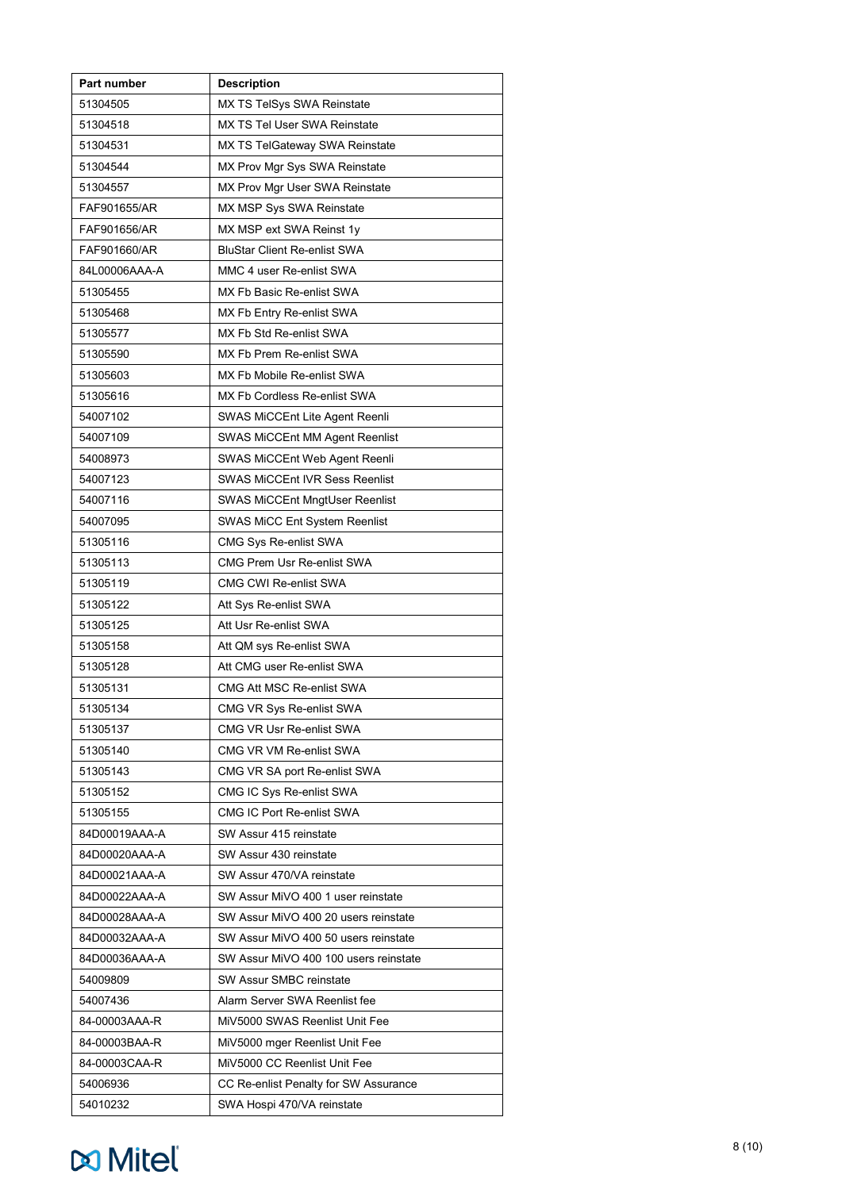| Part number | Description |
| --- | --- |
| 51304505 | MX TS TelSys SWA Reinstate |
| 51304518 | MX TS Tel User SWA Reinstate |
| 51304531 | MX TS TelGateway SWA Reinstate |
| 51304544 | MX Prov Mgr Sys SWA Reinstate |
| 51304557 | MX Prov Mgr User SWA Reinstate |
| FAF901655/AR | MX MSP Sys SWA Reinstate |
| FAF901656/AR | MX MSP ext SWA Reinst 1y |
| FAF901660/AR | BluStar Client Re-enlist SWA |
| 84L00006AAA-A | MMC 4 user Re-enlist SWA |
| 51305455 | MX Fb Basic Re-enlist SWA |
| 51305468 | MX Fb Entry Re-enlist SWA |
| 51305577 | MX Fb Std Re-enlist SWA |
| 51305590 | MX Fb Prem Re-enlist SWA |
| 51305603 | MX Fb Mobile Re-enlist SWA |
| 51305616 | MX Fb Cordless Re-enlist SWA |
| 54007102 | SWAS MiCCEnt Lite Agent Reenli |
| 54007109 | SWAS MiCCEnt MM Agent Reenlist |
| 54008973 | SWAS MiCCEnt Web Agent Reenli |
| 54007123 | SWAS MiCCEnt IVR Sess Reenlist |
| 54007116 | SWAS MiCCEnt MngtUser Reenlist |
| 54007095 | SWAS MiCC Ent System Reenlist |
| 51305116 | CMG Sys Re-enlist SWA |
| 51305113 | CMG Prem Usr Re-enlist SWA |
| 51305119 | CMG CWI Re-enlist SWA |
| 51305122 | Att Sys Re-enlist SWA |
| 51305125 | Att Usr Re-enlist SWA |
| 51305158 | Att QM sys Re-enlist SWA |
| 51305128 | Att CMG user Re-enlist SWA |
| 51305131 | CMG Att MSC Re-enlist SWA |
| 51305134 | CMG VR Sys Re-enlist SWA |
| 51305137 | CMG VR Usr Re-enlist SWA |
| 51305140 | CMG VR VM Re-enlist SWA |
| 51305143 | CMG VR SA port Re-enlist SWA |
| 51305152 | CMG IC Sys Re-enlist SWA |
| 51305155 | CMG IC Port Re-enlist SWA |
| 84D00019AAA-A | SW Assur 415 reinstate |
| 84D00020AAA-A | SW Assur 430 reinstate |
| 84D00021AAA-A | SW Assur 470/VA reinstate |
| 84D00022AAA-A | SW Assur MiVO 400 1 user reinstate |
| 84D00028AAA-A | SW Assur MiVO 400 20 users reinstate |
| 84D00032AAA-A | SW Assur MiVO 400 50 users reinstate |
| 84D00036AAA-A | SW Assur MiVO 400 100 users reinstate |
| 54009809 | SW Assur SMBC reinstate |
| 54007436 | Alarm Server SWA Reenlist fee |
| 84-00003AAA-R | MiV5000 SWAS Reenlist Unit Fee |
| 84-00003BAA-R | MiV5000 mger Reenlist Unit Fee |
| 84-00003CAA-R | MiV5000 CC Reenlist Unit Fee |
| 54006936 | CC Re-enlist Penalty for SW Assurance |
| 54010232 | SWA Hospi 470/VA reinstate |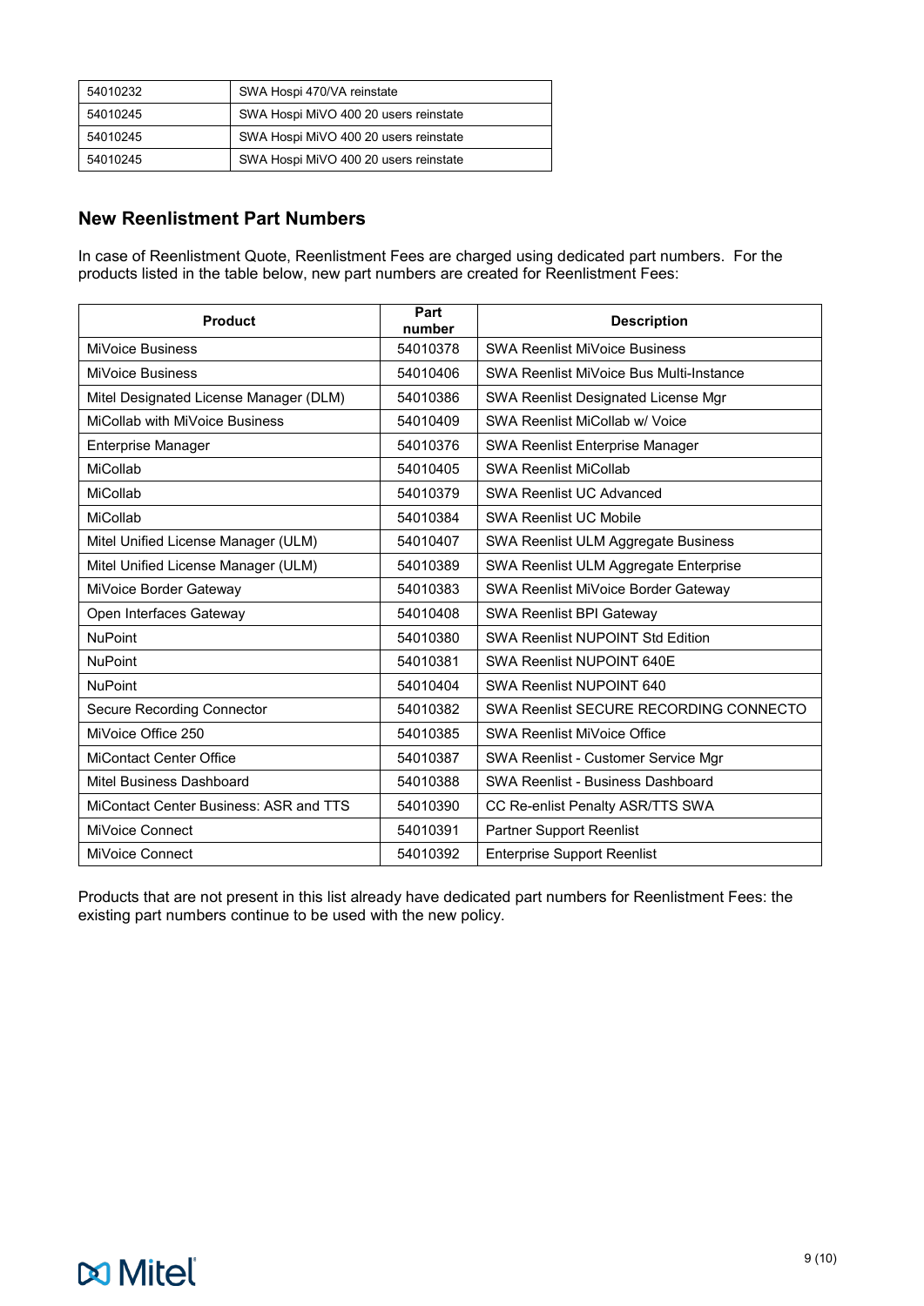| 54010232 | SWA Hospi 470/VA reinstate |
|---|---|
| 54010245 | SWA Hospi MiVO 400 20 users reinstate |
| 54010245 | SWA Hospi MiVO 400 20 users reinstate |
| 54010245 | SWA Hospi MiVO 400 20 users reinstate |

## New Reenlistment Part Numbers

In case of Reenlistment Quote, Reenlistment Fees are charged using dedicated part numbers. For the products listed in the table below, new part numbers are created for Reenlistment Fees:

| Product | Part number | Description |
|---|---|---|
| MiVoice Business | 54010378 | SWA Reenlist MiVoice Business |
| MiVoice Business | 54010406 | SWA Reenlist MiVoice Bus Multi-Instance |
| Mitel Designated License Manager (DLM) | 54010386 | SWA Reenlist Designated License Mgr |
| MiCollab with MiVoice Business | 54010409 | SWA Reenlist MiCollab w/ Voice |
| Enterprise Manager | 54010376 | SWA Reenlist Enterprise Manager |
| MiCollab | 54010405 | SWA Reenlist MiCollab |
| MiCollab | 54010379 | SWA Reenlist UC Advanced |
| MiCollab | 54010384 | SWA Reenlist UC Mobile |
| Mitel Unified License Manager (ULM) | 54010407 | SWA Reenlist ULM Aggregate Business |
| Mitel Unified License Manager (ULM) | 54010389 | SWA Reenlist ULM Aggregate Enterprise |
| MiVoice Border Gateway | 54010383 | SWA Reenlist MiVoice Border Gateway |
| Open Interfaces Gateway | 54010408 | SWA Reenlist BPI Gateway |
| NuPoint | 54010380 | SWA Reenlist NUPOINT Std Edition |
| NuPoint | 54010381 | SWA Reenlist NUPOINT 640E |
| NuPoint | 54010404 | SWA Reenlist NUPOINT 640 |
| Secure Recording Connector | 54010382 | SWA Reenlist SECURE RECORDING CONNECTO |
| MiVoice Office 250 | 54010385 | SWA Reenlist MiVoice Office |
| MiContact Center Office | 54010387 | SWA Reenlist - Customer Service Mgr |
| Mitel Business Dashboard | 54010388 | SWA Reenlist - Business Dashboard |
| MiContact Center Business: ASR and TTS | 54010390 | CC Re-enlist Penalty ASR/TTS SWA |
| MiVoice Connect | 54010391 | Partner Support Reenlist |
| MiVoice Connect | 54010392 | Enterprise Support Reenlist |

Products that are not present in this list already have dedicated part numbers for Reenlistment Fees: the existing part numbers continue to be used with the new policy.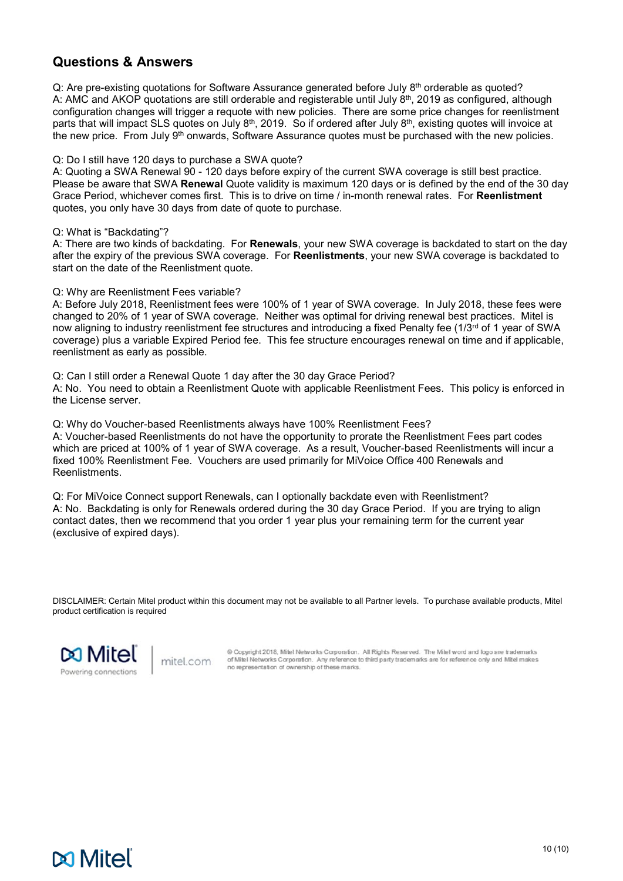## Questions & Answers

Q: Are pre-existing quotations for Software Assurance generated before July 8th orderable as quoted?
A: AMC and AKOP quotations are still orderable and registerable until July 8th, 2019 as configured, although configuration changes will trigger a requote with new policies. There are some price changes for reenlistment parts that will impact SLS quotes on July 8th, 2019. So if ordered after July 8th, existing quotes will invoice at the new price. From July 9th onwards, Software Assurance quotes must be purchased with the new policies.

Q: Do I still have 120 days to purchase a SWA quote?
A: Quoting a SWA Renewal 90 - 120 days before expiry of the current SWA coverage is still best practice. Please be aware that SWA **Renewal** Quote validity is maximum 120 days or is defined by the end of the 30 day Grace Period, whichever comes first. This is to drive on time / in-month renewal rates. For **Reenlistment** quotes, you only have 30 days from date of quote to purchase.

Q: What is "Backdating"?
A: There are two kinds of backdating. For **Renewals**, your new SWA coverage is backdated to start on the day after the expiry of the previous SWA coverage. For **Reenlistments**, your new SWA coverage is backdated to start on the date of the Reenlistment quote.

Q: Why are Reenlistment Fees variable?
A: Before July 2018, Reenlistment fees were 100% of 1 year of SWA coverage. In July 2018, these fees were changed to 20% of 1 year of SWA coverage. Neither was optimal for driving renewal best practices. Mitel is now aligning to industry reenlistment fee structures and introducing a fixed Penalty fee (1/3rd of 1 year of SWA coverage) plus a variable Expired Period fee. This fee structure encourages renewal on time and if applicable, reenlistment as early as possible.

Q: Can I still order a Renewal Quote 1 day after the 30 day Grace Period?
A: No. You need to obtain a Reenlistment Quote with applicable Reenlistment Fees. This policy is enforced in the License server.

Q: Why do Voucher-based Reenlistments always have 100% Reenlistment Fees?
A: Voucher-based Reenlistments do not have the opportunity to prorate the Reenlistment Fees part codes which are priced at 100% of 1 year of SWA coverage. As a result, Voucher-based Reenlistments will incur a fixed 100% Reenlistment Fee. Vouchers are used primarily for MiVoice Office 400 Renewals and Reenlistments.

Q: For MiVoice Connect support Renewals, can I optionally backdate even with Reenlistment?
A: No. Backdating is only for Renewals ordered during the 30 day Grace Period. If you are trying to align contact dates, then we recommend that you order 1 year plus your remaining term for the current year (exclusive of expired days).

DISCLAIMER: Certain Mitel product within this document may not be available to all Partner levels. To purchase available products, Mitel product certification is required

Mitel
Powering connections

mitel.com

© Copyright 2018, Mitel Networks Corporation. All Rights Reserved. The Mitel word and logo are trademarks of Mitel Networks Corporation. Any reference to third party trademarks are for reference only and Mitel makes no representation of ownership of these marks.